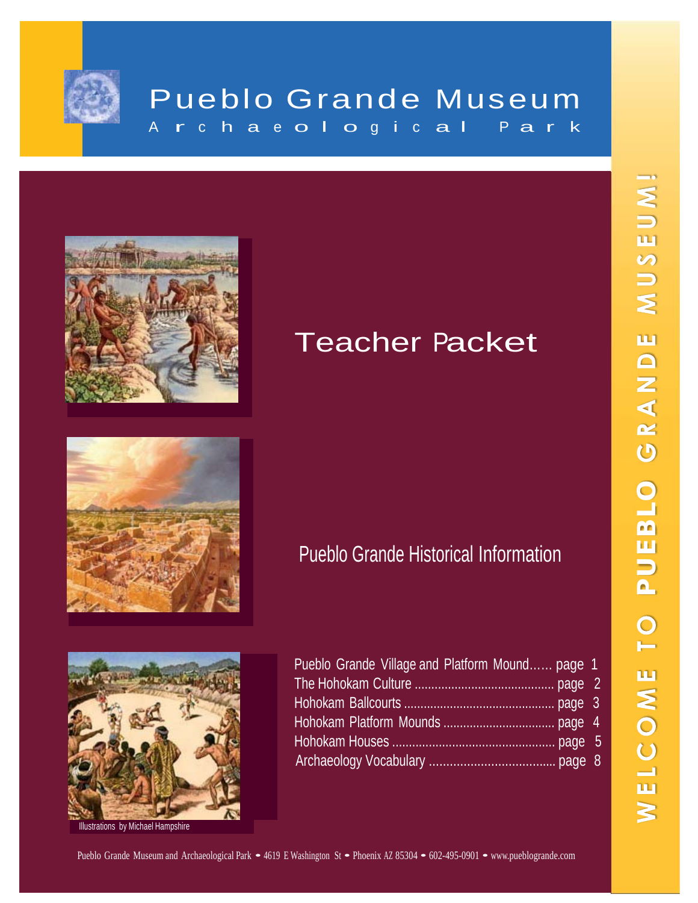# Pueblo Grande Museum

## Archaeological Park

# Teacher Packet

## Pueblo Grande Historical Information

- Pueblo Grande Village and Platform Mound...... page 1
- The Hohokam Culture ........................................ page 2
- Hohokam Ballcourts ........................................... page 3
- Hohokam Platform Mounds ................................ page 4
- Hohokam Houses ............................................... page 5
- Archaeology Vocabulary .................................... page 8

Illustrations by Michael Hampshire

WELCOME TO PUEBLO GRANDE MUSEUM!

Pueblo Grande Museum and Archaeological Park • 4619 E Washington St • Phoenix AZ 85304 • 602-495-0901 • www.pueblogrande.com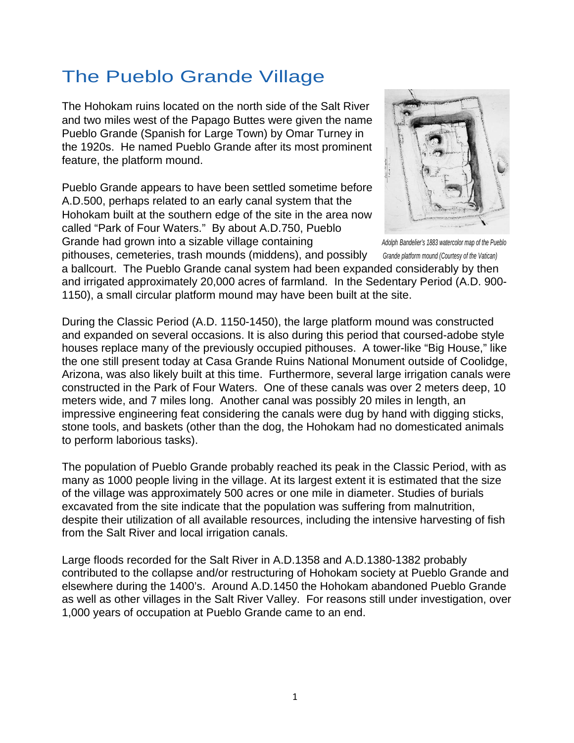# The Pueblo Grande Village

The Hohokam ruins located on the north side of the Salt River and two miles west of the Papago Buttes were given the name Pueblo Grande (Spanish for Large Town) by Omar Turney in the 1920s. He named Pueblo Grande after its most prominent feature, the platform mound.

Pueblo Grande appears to have been settled sometime before A.D.500, perhaps related to an early canal system that the Hohokam built at the southern edge of the site in the area now called "Park of Four Waters." By about A.D.750, Pueblo Grande had grown into a sizable village containing pithouses, cemeteries, trash mounds (middens), and possibly a ballcourt. The Pueblo Grande canal system had been expanded considerably by then and irrigated approximately 20,000 acres of farmland. In the Sedentary Period (A.D. 900-1150), a small circular platform mound may have been built at the site.

*Adolph Bandelier's 1883 watercolor map of the Pueblo Grande platform mound (Courtesy of the Vatican)*

During the Classic Period (A.D. 1150-1450), the large platform mound was constructed and expanded on several occasions. It is also during this period that coursed-adobe style houses replace many of the previously occupied pithouses. A tower-like "Big House," like the one still present today at Casa Grande Ruins National Monument outside of Coolidge, Arizona, was also likely built at this time. Furthermore, several large irrigation canals were constructed in the Park of Four Waters. One of these canals was over 2 meters deep, 10 meters wide, and 7 miles long. Another canal was possibly 20 miles in length, an impressive engineering feat considering the canals were dug by hand with digging sticks, stone tools, and baskets (other than the dog, the Hohokam had no domesticated animals to perform laborious tasks).

The population of Pueblo Grande probably reached its peak in the Classic Period, with as many as 1000 people living in the village. At its largest extent it is estimated that the size of the village was approximately 500 acres or one mile in diameter. Studies of burials excavated from the site indicate that the population was suffering from malnutrition, despite their utilization of all available resources, including the intensive harvesting of fish from the Salt River and local irrigation canals.

Large floods recorded for the Salt River in A.D.1358 and A.D.1380-1382 probably contributed to the collapse and/or restructuring of Hohokam society at Pueblo Grande and elsewhere during the 1400's. Around A.D.1450 the Hohokam abandoned Pueblo Grande as well as other villages in the Salt River Valley. For reasons still under investigation, over 1,000 years of occupation at Pueblo Grande came to an end.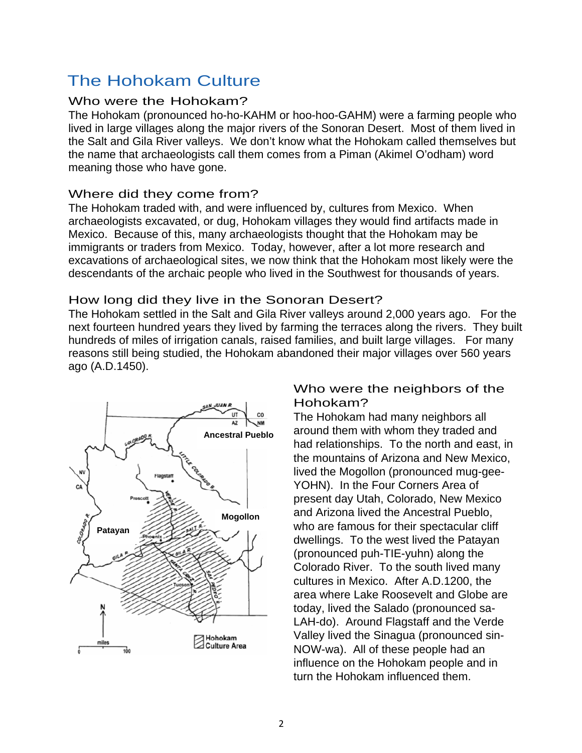# The Hohokam Culture

## Who were the Hohokam?

The Hohokam (pronounced ho-ho-KAHM or hoo-hoo-GAHM) were a farming people who lived in large villages along the major rivers of the Sonoran Desert. Most of them lived in the Salt and Gila River valleys. We don't know what the Hohokam called themselves but the name that archaeologists call them comes from a Piman (Akimel O'odham) word meaning those who have gone.

## Where did they come from?

The Hohokam traded with, and were influenced by, cultures from Mexico. When archaeologists excavated, or dug, Hohokam villages they would find artifacts made in Mexico. Because of this, many archaeologists thought that the Hohokam may be immigrants or traders from Mexico. Today, however, after a lot more research and excavations of archaeological sites, we now think that the Hohokam most likely were the descendants of the archaic people who lived in the Southwest for thousands of years.

## How long did they live in the Sonoran Desert?

The Hohokam settled in the Salt and Gila River valleys around 2,000 years ago. For the next fourteen hundred years they lived by farming the terraces along the rivers. They built hundreds of miles of irrigation canals, raised families, and built large villages. For many reasons still being studied, the Hohokam abandoned their major villages over 560 years ago (A.D.1450).

## Who were the neighbors of the Hohokam?

The Hohokam had many neighbors all around them with whom they traded and had relationships. To the north and east, in the mountains of Arizona and New Mexico, lived the Mogollon (pronounced mug-gee-YOHN). In the Four Corners Area of present day Utah, Colorado, New Mexico and Arizona lived the Ancestral Pueblo, who are famous for their spectacular cliff dwellings. To the west lived the Patayan (pronounced puh-TIE-yuhn) along the Colorado River. To the south lived many cultures in Mexico. After A.D.1200, the area where Lake Roosevelt and Globe are today, lived the Salado (pronounced sa-LAH-do). Around Flagstaff and the Verde Valley lived the Sinagua (pronounced sin-NOW-wa). All of these people had an influence on the Hohokam people and in turn the Hohokam influenced them.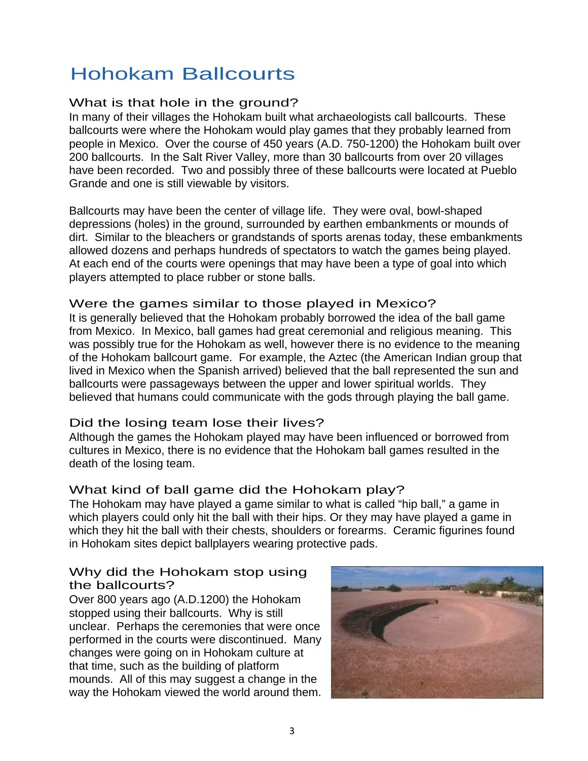# Hohokam Ballcourts

## What is that hole in the ground?

In many of their villages the Hohokam built what archaeologists call ballcourts. These ballcourts were where the Hohokam would play games that they probably learned from people in Mexico. Over the course of 450 years (A.D. 750-1200) the Hohokam built over 200 ballcourts. In the Salt River Valley, more than 30 ballcourts from over 20 villages have been recorded. Two and possibly three of these ballcourts were located at Pueblo Grande and one is still viewable by visitors.

Ballcourts may have been the center of village life. They were oval, bowl-shaped depressions (holes) in the ground, surrounded by earthen embankments or mounds of dirt. Similar to the bleachers or grandstands of sports arenas today, these embankments allowed dozens and perhaps hundreds of spectators to watch the games being played. At each end of the courts were openings that may have been a type of goal into which players attempted to place rubber or stone balls.

## Were the games similar to those played in Mexico?

It is generally believed that the Hohokam probably borrowed the idea of the ball game from Mexico. In Mexico, ball games had great ceremonial and religious meaning. This was possibly true for the Hohokam as well, however there is no evidence to the meaning of the Hohokam ballcourt game. For example, the Aztec (the American Indian group that lived in Mexico when the Spanish arrived) believed that the ball represented the sun and ballcourts were passageways between the upper and lower spiritual worlds. They believed that humans could communicate with the gods through playing the ball game.

## Did the losing team lose their lives?

Although the games the Hohokam played may have been influenced or borrowed from cultures in Mexico, there is no evidence that the Hohokam ball games resulted in the death of the losing team.

## What kind of ball game did the Hohokam play?

The Hohokam may have played a game similar to what is called "hip ball," a game in which players could only hit the ball with their hips. Or they may have played a game in which they hit the ball with their chests, shoulders or forearms. Ceramic figurines found in Hohokam sites depict ballplayers wearing protective pads.

## Why did the Hohokam stop using the ballcourts?

Over 800 years ago (A.D.1200) the Hohokam stopped using their ballcourts. Why is still unclear. Perhaps the ceremonies that were once performed in the courts were discontinued. Many changes were going on in Hohokam culture at that time, such as the building of platform mounds. All of this may suggest a change in the way the Hohokam viewed the world around them.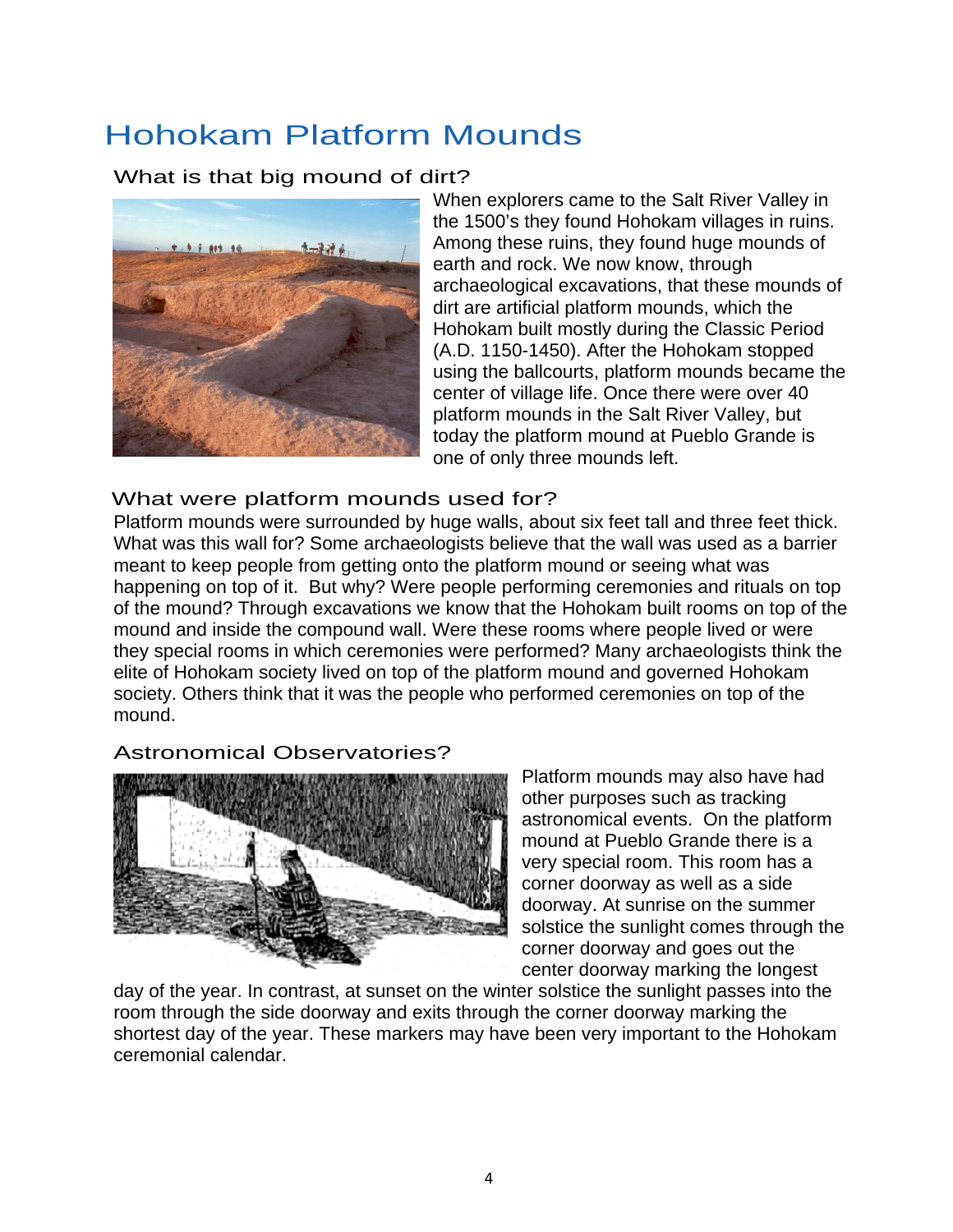# Hohokam Platform Mounds

## What is that big mound of dirt?

When explorers came to the Salt River Valley in the 1500's they found Hohokam villages in ruins. Among these ruins, they found huge mounds of earth and rock. We now know, through archaeological excavations, that these mounds of dirt are artificial platform mounds, which the Hohokam built mostly during the Classic Period (A.D. 1150-1450). After the Hohokam stopped using the ballcourts, platform mounds became the center of village life. Once there were over 40 platform mounds in the Salt River Valley, but today the platform mound at Pueblo Grande is one of only three mounds left.

## What were platform mounds used for?

Platform mounds were surrounded by huge walls, about six feet tall and three feet thick. What was this wall for? Some archaeologists believe that the wall was used as a barrier meant to keep people from getting onto the platform mound or seeing what was happening on top of it. But why? Were people performing ceremonies and rituals on top of the mound? Through excavations we know that the Hohokam built rooms on top of the mound and inside the compound wall. Were these rooms where people lived or were they special rooms in which ceremonies were performed? Many archaeologists think the elite of Hohokam society lived on top of the platform mound and governed Hohokam society. Others think that it was the people who performed ceremonies on top of the mound.

## Astronomical Observatories?

Platform mounds may also have had other purposes such as tracking astronomical events. On the platform mound at Pueblo Grande there is a very special room. This room has a corner doorway as well as a side doorway. At sunrise on the summer solstice the sunlight comes through the corner doorway and goes out the center doorway marking the longest day of the year. In contrast, at sunset on the winter solstice the sunlight passes into the room through the side doorway and exits through the corner doorway marking the shortest day of the year. These markers may have been very important to the Hohokam ceremonial calendar.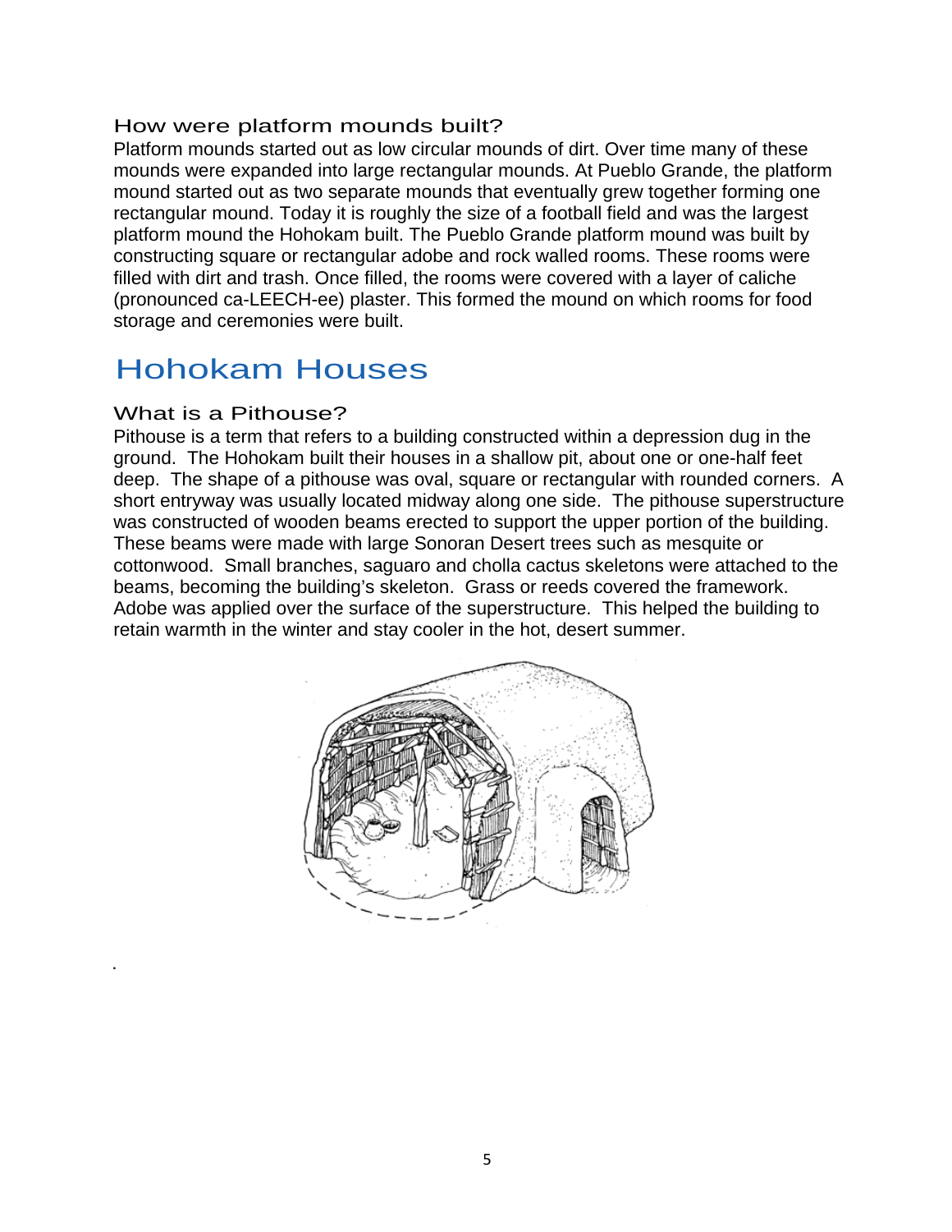### How were platform mounds built?

Platform mounds started out as low circular mounds of dirt. Over time many of these mounds were expanded into large rectangular mounds. At Pueblo Grande, the platform mound started out as two separate mounds that eventually grew together forming one rectangular mound. Today it is roughly the size of a football field and was the largest platform mound the Hohokam built. The Pueblo Grande platform mound was built by constructing square or rectangular adobe and rock walled rooms. These rooms were filled with dirt and trash. Once filled, the rooms were covered with a layer of caliche (pronounced ca-LEECH-ee) plaster. This formed the mound on which rooms for food storage and ceremonies were built.

## Hohokam Houses

### What is a Pithouse?

Pithouse is a term that refers to a building constructed within a depression dug in the ground. The Hohokam built their houses in a shallow pit, about one or one-half feet deep. The shape of a pithouse was oval, square or rectangular with rounded corners. A short entryway was usually located midway along one side. The pithouse superstructure was constructed of wooden beams erected to support the upper portion of the building. These beams were made with large Sonoran Desert trees such as mesquite or cottonwood. Small branches, saguaro and cholla cactus skeletons were attached to the beams, becoming the building's skeleton. Grass or reeds covered the framework. Adobe was applied over the surface of the superstructure. This helped the building to retain warmth in the winter and stay cooler in the hot, desert summer.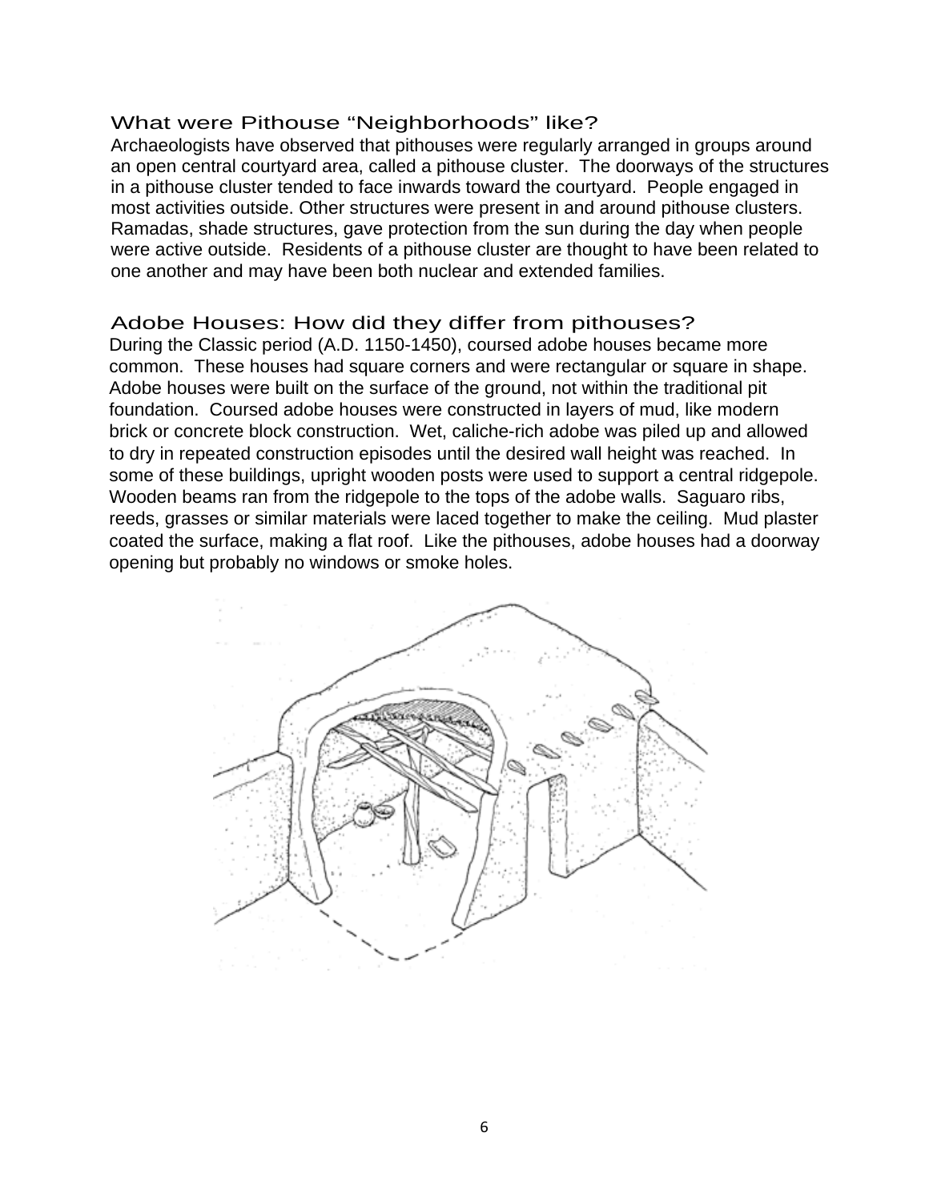## What were Pithouse "Neighborhoods" like?

Archaeologists have observed that pithouses were regularly arranged in groups around an open central courtyard area, called a pithouse cluster. The doorways of the structures in a pithouse cluster tended to face inwards toward the courtyard. People engaged in most activities outside. Other structures were present in and around pithouse clusters. Ramadas, shade structures, gave protection from the sun during the day when people were active outside. Residents of a pithouse cluster are thought to have been related to one another and may have been both nuclear and extended families.

## Adobe Houses: How did they differ from pithouses?

During the Classic period (A.D. 1150-1450), coursed adobe houses became more common. These houses had square corners and were rectangular or square in shape. Adobe houses were built on the surface of the ground, not within the traditional pit foundation. Coursed adobe houses were constructed in layers of mud, like modern brick or concrete block construction. Wet, caliche-rich adobe was piled up and allowed to dry in repeated construction episodes until the desired wall height was reached. In some of these buildings, upright wooden posts were used to support a central ridgepole. Wooden beams ran from the ridgepole to the tops of the adobe walls. Saguaro ribs, reeds, grasses or similar materials were laced together to make the ceiling. Mud plaster coated the surface, making a flat roof. Like the pithouses, adobe houses had a doorway opening but probably no windows or smoke holes.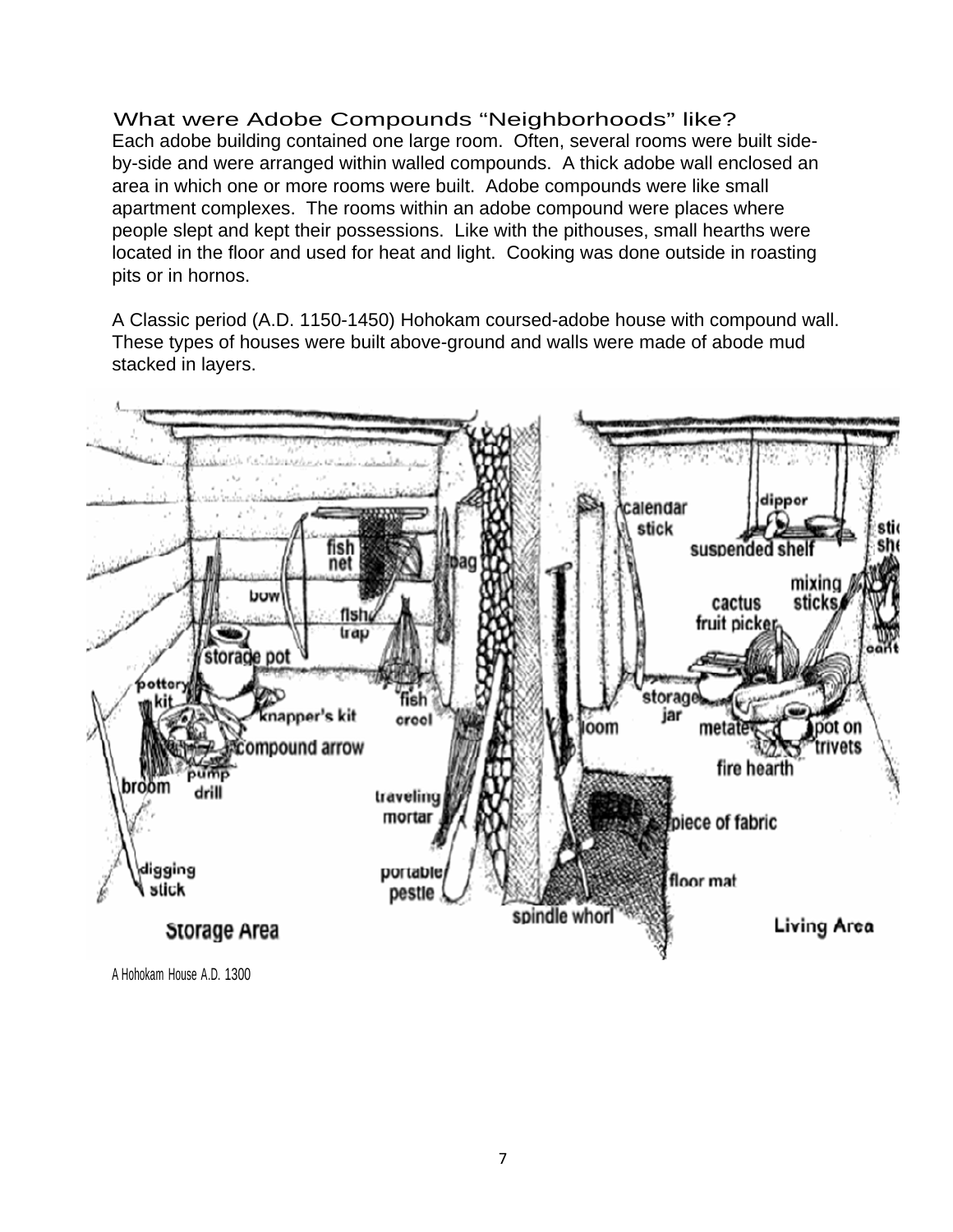## What were Adobe Compounds "Neighborhoods" like?

Each adobe building contained one large room. Often, several rooms were built side-by-side and were arranged within walled compounds. A thick adobe wall enclosed an area in which one or more rooms were built. Adobe compounds were like small apartment complexes. The rooms within an adobe compound were places where people slept and kept their possessions. Like with the pithouses, small hearths were located in the floor and used for heat and light. Cooking was done outside in roasting pits or in hornos.

A Classic period (A.D. 1150-1450) Hohokam coursed-adobe house with compound wall. These types of houses were built above-ground and walls were made of abode mud stacked in layers.

A Hohokam House A.D. 1300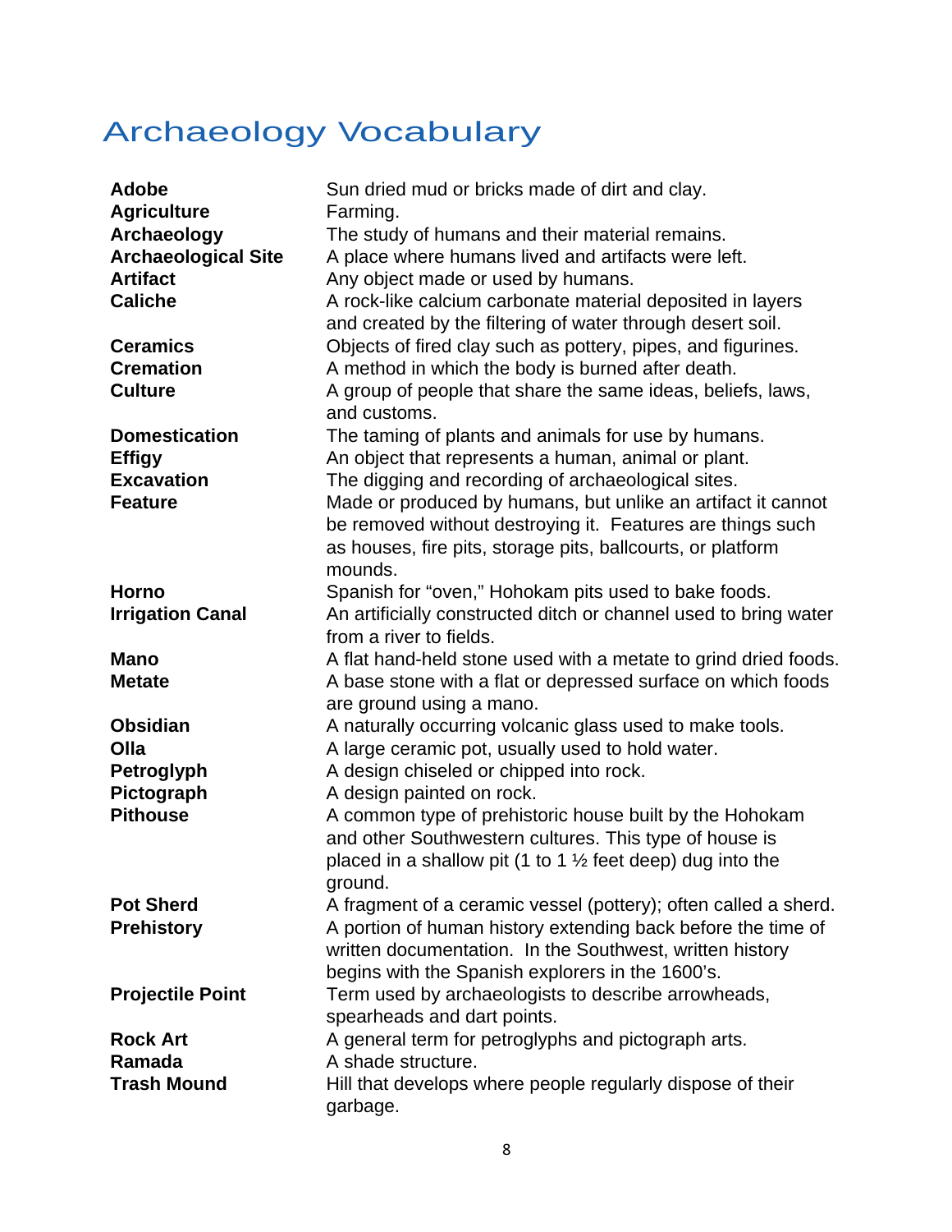# Archaeology Vocabulary

| | |
|---|---|
| **Adobe** | Sun dried mud or bricks made of dirt and clay. |
| **Agriculture** | Farming. |
| **Archaeology** | The study of humans and their material remains. |
| **Archaeological Site** | A place where humans lived and artifacts were left. |
| **Artifact** | Any object made or used by humans. |
| **Caliche** | A rock-like calcium carbonate material deposited in layers and created by the filtering of water through desert soil. |
| **Ceramics** | Objects of fired clay such as pottery, pipes, and figurines. |
| **Cremation** | A method in which the body is burned after death. |
| **Culture** | A group of people that share the same ideas, beliefs, laws, and customs. |
| **Domestication** | The taming of plants and animals for use by humans. |
| **Effigy** | An object that represents a human, animal or plant. |
| **Excavation** | The digging and recording of archaeological sites. |
| **Feature** | Made or produced by humans, but unlike an artifact it cannot be removed without destroying it. Features are things such as houses, fire pits, storage pits, ballcourts, or platform mounds. |
| **Horno** | Spanish for "oven," Hohokam pits used to bake foods. |
| **Irrigation Canal** | An artificially constructed ditch or channel used to bring water from a river to fields. |
| **Mano** | A flat hand-held stone used with a metate to grind dried foods. |
| **Metate** | A base stone with a flat or depressed surface on which foods are ground using a mano. |
| **Obsidian** | A naturally occurring volcanic glass used to make tools. |
| **Olla** | A large ceramic pot, usually used to hold water. |
| **Petroglyph** | A design chiseled or chipped into rock. |
| **Pictograph** | A design painted on rock. |
| **Pithouse** | A common type of prehistoric house built by the Hohokam and other Southwestern cultures. This type of house is placed in a shallow pit (1 to 1 ½ feet deep) dug into the ground. |
| **Pot Sherd** | A fragment of a ceramic vessel (pottery); often called a sherd. |
| **Prehistory** | A portion of human history extending back before the time of written documentation. In the Southwest, written history begins with the Spanish explorers in the 1600's. |
| **Projectile Point** | Term used by archaeologists to describe arrowheads, spearheads and dart points. |
| **Rock Art** | A general term for petroglyphs and pictograph arts. |
| **Ramada** | A shade structure. |
| **Trash Mound** | Hill that develops where people regularly dispose of their garbage. |